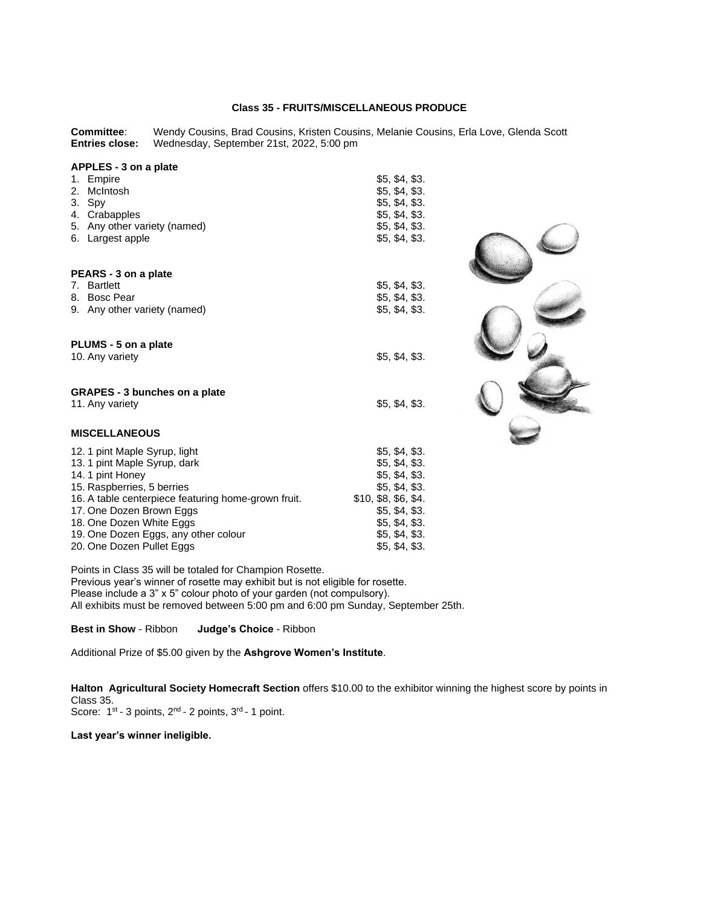## Class 35 - FRUITS/MISCELLANEOUS PRODUCE

**Committee**: Wendy Cousins, Brad Cousins, Kristen Cousins, Melanie Cousins, Erla Love, Glenda Scott
**Entries close:** Wednesday, September 21st, 2022, 5:00 pm

### APPLES - 3 on a plate

| | |
|---|---|
| 1. Empire | $5, $4, $3. |
| 2. McIntosh | $5, $4, $3. |
| 3. Spy | $5, $4, $3. |
| 4. Crabapples | $5, $4, $3. |
| 5. Any other variety (named) | $5, $4, $3. |
| 6. Largest apple | $5, $4, $3. |

### PEARS - 3 on a plate

| | |
|---|---|
| 7. Bartlett | $5, $4, $3. |
| 8. Bosc Pear | $5, $4, $3. |
| 9. Any other variety (named) | $5, $4, $3. |

### PLUMS - 5 on a plate

| | |
|---|---|
| 10. Any variety | $5, $4, $3. |

### GRAPES - 3 bunches on a plate

| | |
|---|---|
| 11. Any variety | $5, $4, $3. |

### MISCELLANEOUS

| | |
|---|---|
| 12. 1 pint Maple Syrup, light | $5, $4, $3. |
| 13. 1 pint Maple Syrup, dark | $5, $4, $3. |
| 14. 1 pint Honey | $5, $4, $3. |
| 15. Raspberries, 5 berries | $5, $4, $3. |
| 16. A table centerpiece featuring home-grown fruit. | $10, $8, $6, $4. |
| 17. One Dozen Brown Eggs | $5, $4, $3. |
| 18. One Dozen White Eggs | $5, $4, $3. |
| 19. One Dozen Eggs, any other colour | $5, $4, $3. |
| 20. One Dozen Pullet Eggs | $5, $4, $3. |

Points in Class 35 will be totaled for Champion Rosette.
Previous year's winner of rosette may exhibit but is not eligible for rosette.
Please include a 3" x 5" colour photo of your garden (not compulsory).
All exhibits must be removed between 5:00 pm and 6:00 pm Sunday, September 25th.

**Best in Show** - Ribbon **Judge's Choice** - Ribbon

Additional Prize of $5.00 given by the **Ashgrove Women's Institute**.

**Halton Agricultural Society Homecraft Section** offers $10.00 to the exhibitor winning the highest score by points in Class 35.
Score: 1st - 3 points, 2nd - 2 points, 3rd - 1 point.

**Last year's winner ineligible.**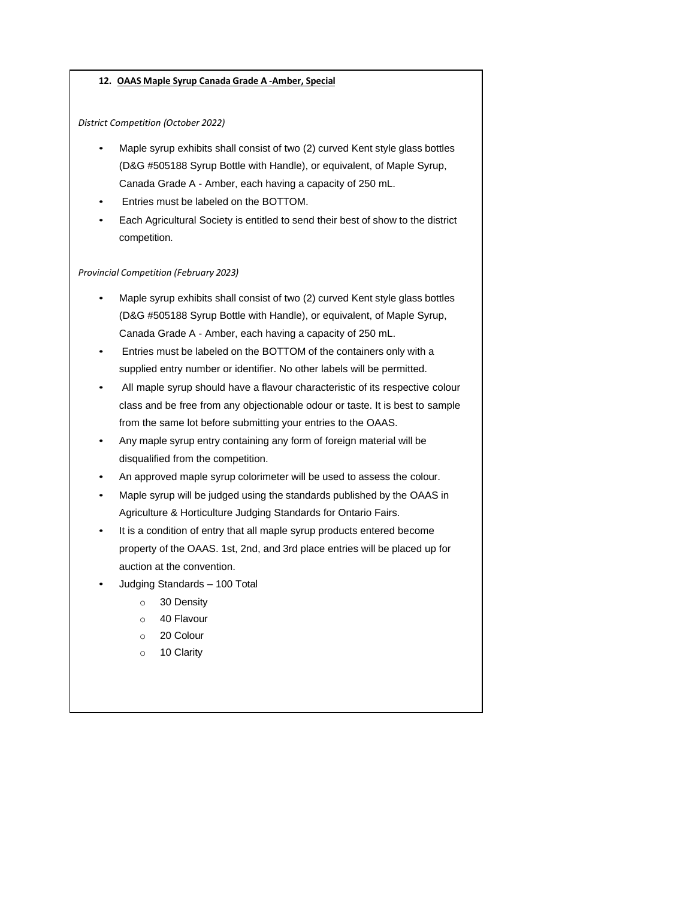## 12. OAAS Maple Syrup Canada Grade A -Amber, Special

*District Competition (October 2022)*

- Maple syrup exhibits shall consist of two (2) curved Kent style glass bottles (D&G #505188 Syrup Bottle with Handle), or equivalent, of Maple Syrup, Canada Grade A - Amber, each having a capacity of 250 mL.
- Entries must be labeled on the BOTTOM.
- Each Agricultural Society is entitled to send their best of show to the district competition.

*Provincial Competition (February 2023)*

- Maple syrup exhibits shall consist of two (2) curved Kent style glass bottles (D&G #505188 Syrup Bottle with Handle), or equivalent, of Maple Syrup, Canada Grade A - Amber, each having a capacity of 250 mL.
- Entries must be labeled on the BOTTOM of the containers only with a supplied entry number or identifier. No other labels will be permitted.
- All maple syrup should have a flavour characteristic of its respective colour class and be free from any objectionable odour or taste. It is best to sample from the same lot before submitting your entries to the OAAS.
- Any maple syrup entry containing any form of foreign material will be disqualified from the competition.
- An approved maple syrup colorimeter will be used to assess the colour.
- Maple syrup will be judged using the standards published by the OAAS in Agriculture & Horticulture Judging Standards for Ontario Fairs.
- It is a condition of entry that all maple syrup products entered become property of the OAAS. 1st, 2nd, and 3rd place entries will be placed up for auction at the convention.
- Judging Standards – 100 Total
  - 30 Density
  - 40 Flavour
  - 20 Colour
  - 10 Clarity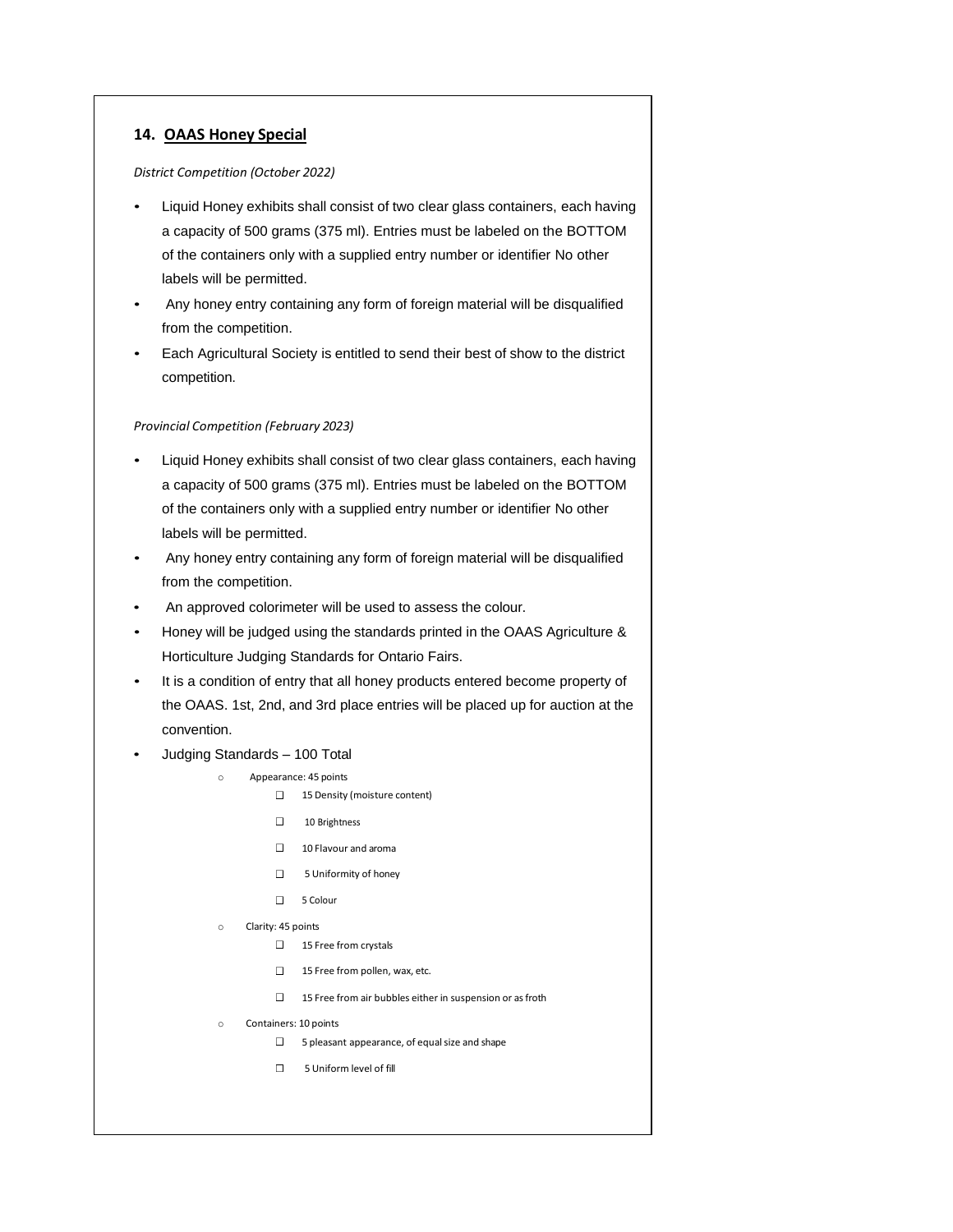## 14. OAAS Honey Special

*District Competition (October 2022)*

- Liquid Honey exhibits shall consist of two clear glass containers, each having a capacity of 500 grams (375 ml). Entries must be labeled on the BOTTOM of the containers only with a supplied entry number or identifier No other labels will be permitted.
- Any honey entry containing any form of foreign material will be disqualified from the competition.
- Each Agricultural Society is entitled to send their best of show to the district competition.

*Provincial Competition (February 2023)*

- Liquid Honey exhibits shall consist of two clear glass containers, each having a capacity of 500 grams (375 ml). Entries must be labeled on the BOTTOM of the containers only with a supplied entry number or identifier No other labels will be permitted.
- Any honey entry containing any form of foreign material will be disqualified from the competition.
- An approved colorimeter will be used to assess the colour.
- Honey will be judged using the standards printed in the OAAS Agriculture & Horticulture Judging Standards for Ontario Fairs.
- It is a condition of entry that all honey products entered become property of the OAAS. 1st, 2nd, and 3rd place entries will be placed up for auction at the convention.
- Judging Standards – 100 Total
  - Appearance: 45 points
    - 15 Density (moisture content)
    - 10 Brightness
    - 10 Flavour and aroma
    - 5 Uniformity of honey
    - 5 Colour
  - Clarity: 45 points
    - 15 Free from crystals
    - 15 Free from pollen, wax, etc.
    - 15 Free from air bubbles either in suspension or as froth
  - Containers: 10 points
    - 5 pleasant appearance, of equal size and shape
    - 5 Uniform level of fill